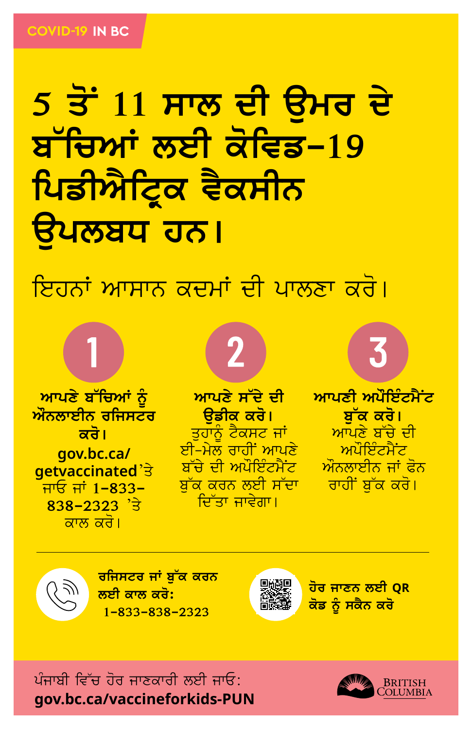COVID-19 IN BC

# 5 ਤੋਂ 11 ਸਾਲ ਦੀ ਉਮਰ ਦੇ ਬੱਚਿਆਂ ਲਈ ਕੋਵਿਡ-19 ਪਿਡੀਐਟ੍ਰਿਕ ਵੈਕਸੀਨ ਉਪਲਬਧ ਹਨ।

## ਇਹਨਾਂ ਆਸਾਨ ਕਦਮਾਂ ਦੀ ਪਾਲਣਾ ਕਰੋ।

**1**

**ਆਪਣੇ ਬੱਚਿਆਂ ਨੂੰ ਔਨਲਾਈਨ ਰਜਿਸਟਰ ਕਰੋ।**
**gov.bc.ca/getvaccinated** 'ਤੇ ਜਾਓ ਜਾਂ **1-833-838-2323** 'ਤੇ ਕਾਲ ਕਰੋ।

**2**

**ਆਪਣੇ ਸੱਦੇ ਦੀ ਉਡੀਕ ਕਰੋ।**
ਤੁਹਾਨੂੰ ਟੈਕਸਟ ਜਾਂ ਈ-ਮੇਲ ਰਾਹੀਂ ਆਪਣੇ ਬੱਚੇ ਦੀ ਅਪੌਇੰਟਮੈਂਟ ਬੁੱਕ ਕਰਨ ਲਈ ਸੱਦਾ ਦਿੱਤਾ ਜਾਵੇਗਾ।

**3**

**ਆਪਣੀ ਅਪੌਇੰਟਮੈਂਟ ਬੁੱਕ ਕਰੋ।**
ਆਪਣੇ ਬੱਚੇ ਦੀ ਅਪੌਇੰਟਮੈਂਟ ਔਨਲਾਈਨ ਜਾਂ ਫੋਨ ਰਾਹੀਂ ਬੁੱਕ ਕਰੋ।

---

**ਰਜਿਸਟਰ ਜਾਂ ਬੁੱਕ ਕਰਨ ਲਈ ਕਾਲ ਕਰੋ:**
1-833-838-2323

**ਹੋਰ ਜਾਣਨ ਲਈ QR ਕੋਡ ਨੂੰ ਸਕੈਨ ਕਰੋ**

ਪੰਜਾਬੀ ਵਿੱਚ ਹੋਰ ਜਾਣਕਾਰੀ ਲਈ ਜਾਓ:
**gov.bc.ca/vaccineforkids-PUN**

BRITISH COLUMBIA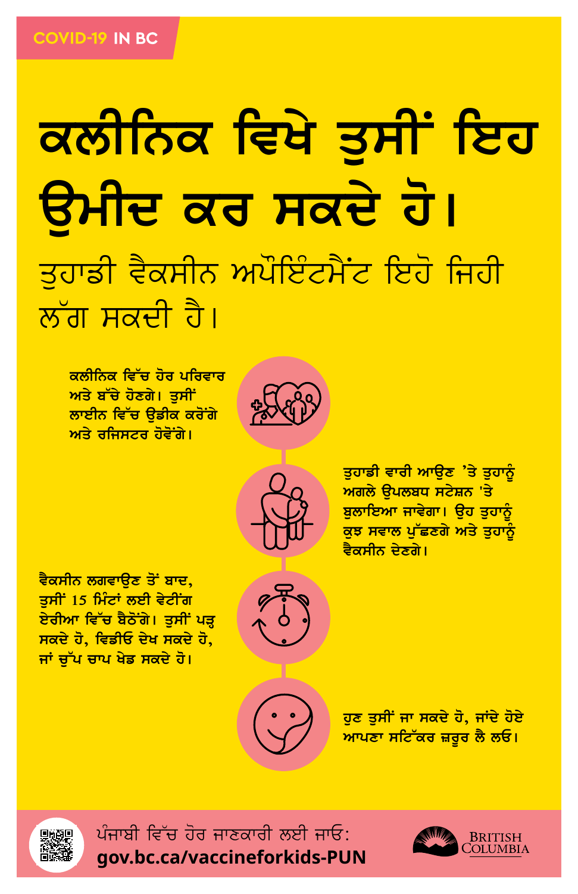COVID-19 IN BC

# ਕਲੀਨਿਕ ਵਿਖੇ ਤੁਸੀਂ ਇਹ ਉਮੀਦ ਕਰ ਸਕਦੇ ਹੋ।

## ਤੁਹਾਡੀ ਵੈਕਸੀਨ ਅਪੌਇੰਟਮੈਂਟ ਇਹੋ ਜਿਹੀ ਲੱਗ ਸਕਦੀ ਹੈ।

**ਕਲੀਨਿਕ ਵਿੱਚ ਹੋਰ ਪਰਿਵਾਰ ਅਤੇ ਬੱਚੇ ਹੋਣਗੇ। ਤੁਸੀਂ ਲਾਈਨ ਵਿੱਚ ਉਡੀਕ ਕਰੋਂਗੇ ਅਤੇ ਰਜਿਸਟਰ ਹੋਵੋਂਗੇ।**

**ਤੁਹਾਡੀ ਵਾਰੀ ਆਉਣ 'ਤੇ ਤੁਹਾਨੂੰ ਅਗਲੇ ਉਪਲਬਧ ਸਟੇਸ਼ਨ 'ਤੇ ਬੁਲਾਇਆ ਜਾਵੇਗਾ। ਉਹ ਤੁਹਾਨੂੰ ਕੁਝ ਸਵਾਲ ਪੁੱਛਣਗੇ ਅਤੇ ਤੁਹਾਨੂੰ ਵੈਕਸੀਨ ਦੇਣਗੇ।**

**ਵੈਕਸੀਨ ਲਗਵਾਉਣ ਤੋਂ ਬਾਦ, ਤੁਸੀਂ 15 ਮਿੰਟਾਂ ਲਈ ਵੇਟੀਂਗ ਏਰੀਆ ਵਿੱਚ ਬੈਠੋਂਗੇ। ਤੁਸੀਂ ਪੜ੍ਹ ਸਕਦੇ ਹੋ, ਵਿਡੀਓ ਦੇਖ ਸਕਦੇ ਹੋ, ਜਾਂ ਚੁੱਪ ਚਾਪ ਖੇਡ ਸਕਦੇ ਹੋ।**

**ਹੁਣ ਤੁਸੀਂ ਜਾ ਸਕਦੇ ਹੋ, ਜਾਂਦੇ ਹੋਏ ਆਪਣਾ ਸਟਿੱਕਰ ਜ਼ਰੂਰ ਲੈ ਲਓ।**

ਪੰਜਾਬੀ ਵਿੱਚ ਹੋਰ ਜਾਣਕਾਰੀ ਲਈ ਜਾਓ:
**gov.bc.ca/vaccineforkids-PUN**

BRITISH COLUMBIA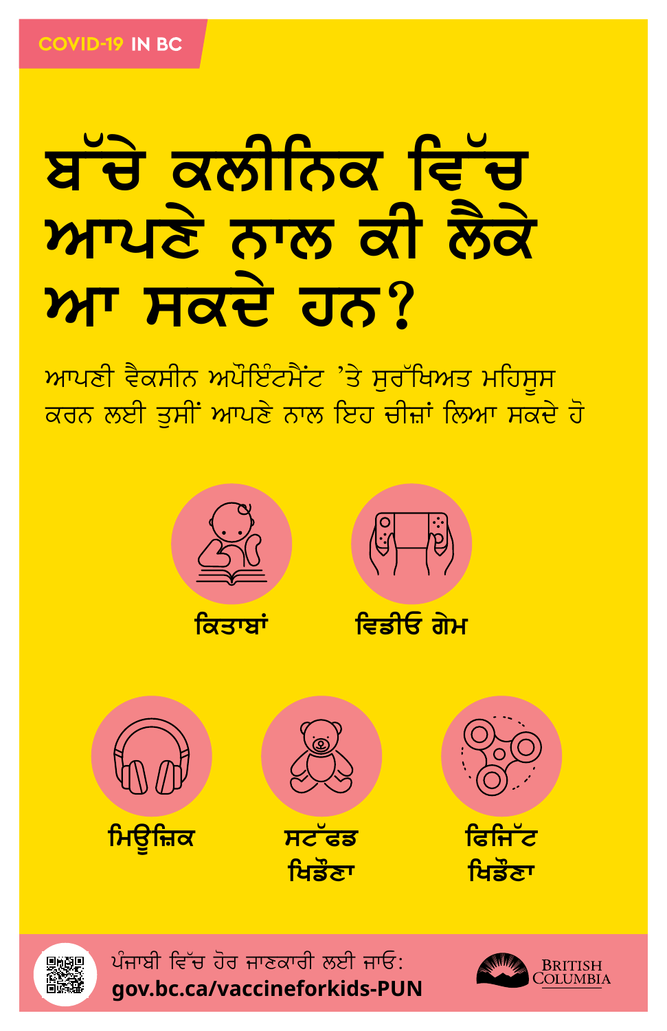COVID-19 IN BC

# ਬੱਚੇ ਕਲੀਨਿਕ ਵਿੱਚ ਆਪਣੇ ਨਾਲ ਕੀ ਲੈਕੇ ਆ ਸਕਦੇ ਹਨ?

ਆਪਣੀ ਵੈਕਸੀਨ ਅਪੌਇੰਟਮੈਂਟ 'ਤੇ ਸੁਰੱਖਿਅਤ ਮਹਿਸੂਸ ਕਰਨ ਲਈ ਤੁਸੀਂ ਆਪਣੇ ਨਾਲ ਇਹ ਚੀਜ਼ਾਂ ਲਿਆ ਸਕਦੇ ਹੋ

- ਕਿਤਾਬਾਂ
- ਵਿਡੀਓ ਗੇਮ
- ਮਿਊਜ਼ਿਕ
- ਸਟੱਫਡ ਖਿਡੌਣਾ
- ਫਿਜਿੱਟ ਖਿਡੌਣਾ

ਪੰਜਾਬੀ ਵਿੱਚ ਹੋਰ ਜਾਣਕਾਰੀ ਲਈ ਜਾਓ:
**gov.bc.ca/vaccineforkids-PUN**

BRITISH COLUMBIA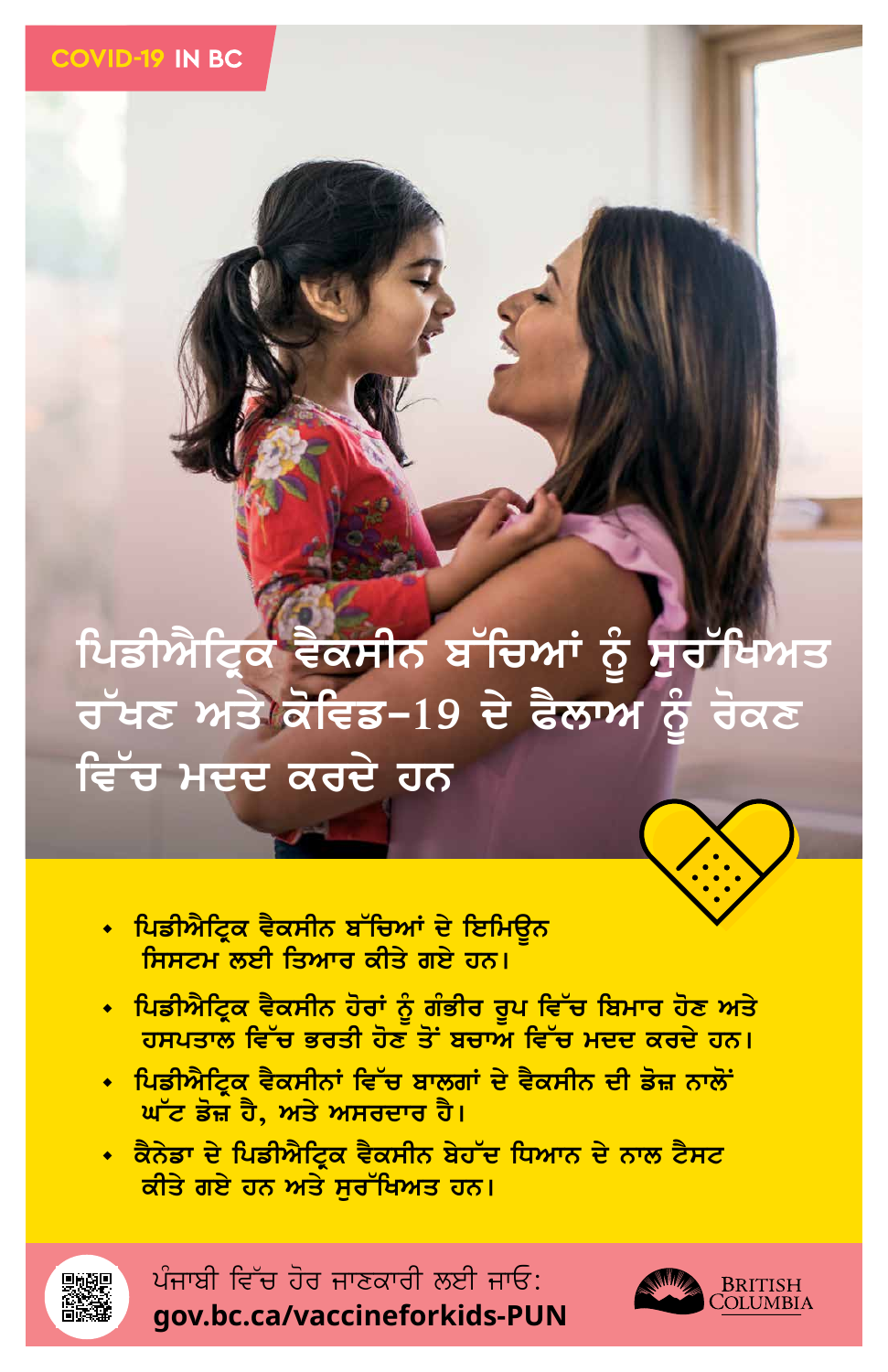COVID-19 IN BC

# ਪਿਡੀਐਟ੍ਰਿਕ ਵੈਕਸੀਨ ਬੱਚਿਆਂ ਨੂੰ ਸੁਰੱਖਿਅਤ ਰੱਖਣ ਅਤੇ ਕੋਵਿਡ-19 ਦੇ ਫੈਲਾਅ ਨੂੰ ਰੋਕਣ ਵਿੱਚ ਮਦਦ ਕਰਦੇ ਹਨ

- ਪਿਡੀਐਟ੍ਰਿਕ ਵੈਕਸੀਨ ਬੱਚਿਆਂ ਦੇ ਇਮਿਊਨ ਸਿਸਟਮ ਲਈ ਤਿਆਰ ਕੀਤੇ ਗਏ ਹਨ।
- ਪਿਡੀਐਟ੍ਰਿਕ ਵੈਕਸੀਨ ਹੋਰਾਂ ਨੂੰ ਗੰਭੀਰ ਰੂਪ ਵਿੱਚ ਬਿਮਾਰ ਹੋਣ ਅਤੇ ਹਸਪਤਾਲ ਵਿੱਚ ਭਰਤੀ ਹੋਣ ਤੋਂ ਬਚਾਅ ਵਿੱਚ ਮਦਦ ਕਰਦੇ ਹਨ।
- ਪਿਡੀਐਟ੍ਰਿਕ ਵੈਕਸੀਨਾਂ ਵਿੱਚ ਬਾਲਗਾਂ ਦੇ ਵੈਕਸੀਨ ਦੀ ਡੋਜ਼ ਨਾਲੋਂ ਘੱਟ ਡੋਜ਼ ਹੈ, ਅਤੇ ਅਸਰਦਾਰ ਹੈ।
- ਕੈਨੇਡਾ ਦੇ ਪਿਡੀਐਟ੍ਰਿਕ ਵੈਕਸੀਨ ਬੇਹੱਦ ਧਿਆਨ ਦੇ ਨਾਲ ਟੈਸਟ ਕੀਤੇ ਗਏ ਹਨ ਅਤੇ ਸੁਰੱਖਿਅਤ ਹਨ।

ਪੰਜਾਬੀ ਵਿੱਚ ਹੋਰ ਜਾਣਕਾਰੀ ਲਈ ਜਾਓ:
**gov.bc.ca/vaccineforkids-PUN**

BRITISH COLUMBIA